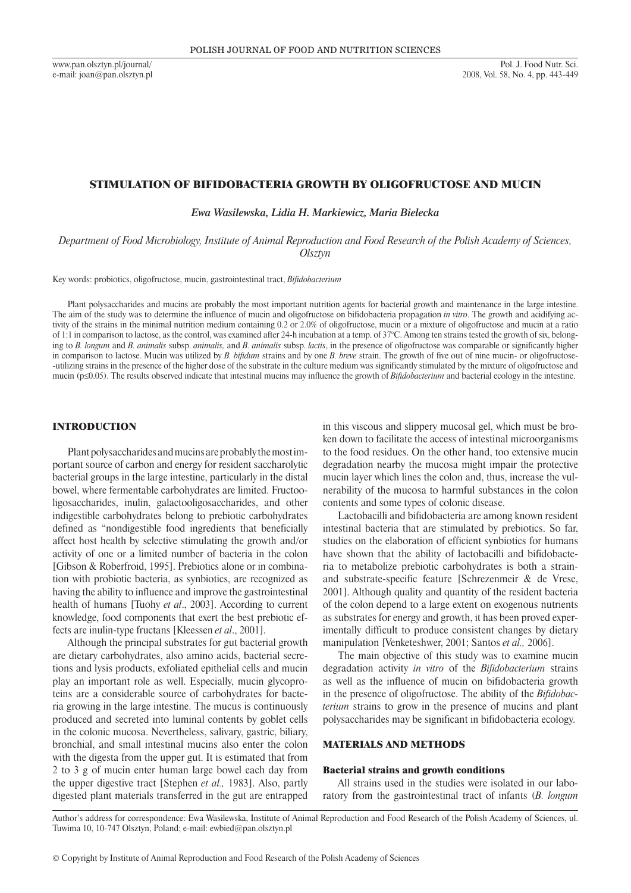# STIMULATION OF BIFIDOBACTERIA GROWTH BY OLIGOFRUCTOSE AND MUCIN

*Ewa Wasilewska, Lidia H. Markiewicz, Maria Bielecka*

*Department of Food Microbiology, Institute of Animal Reproduction and Food Research of the Polish Academy of Sciences, Olsztyn*

Key words: probiotics, oligofructose, mucin, gastrointestinal tract, *Bifidobacterium*

Plant polysaccharides and mucins are probably the most important nutrition agents for bacterial growth and maintenance in the large intestine. The aim of the study was to determine the influence of mucin and oligofructose on bifidobacteria propagation *in vitro*. The growth and acidifying activity of the strains in the minimal nutrition medium containing 0.2 or 2.0% of oligofructose, mucin or a mixture of oligofructose and mucin at a ratio of 1:1 in comparison to lactose, as the control, was examined after 24-h incubation at a temp. of 37°C. Among ten strains tested the growth of six, belonging to *B. longum* and *B. animalis* subsp. *animalis,* and *B. animalis* subsp. *lactis*, in the presence of oligofructose was comparable or significantly higher in comparison to lactose. Mucin was utilized by *B. bifidum* strains and by one *B. breve* strain. The growth of five out of nine mucin- or oligofructose-utilizing strains in the presence of the higher dose of the substrate in the culture medium was significantly stimulated by the mixture of oligofructose and mucin ($p \leq 0.05$). The results observed indicate that intestinal mucins may influence the growth of *Bifidobacterium* and bacterial ecology in the intestine.

## INTRODUCTION

Plant polysaccharides and mucins are probably the most important source of carbon and energy for resident saccharolytic bacterial groups in the large intestine, particularly in the distal bowel, where fermentable carbohydrates are limited. Fructooligosaccharides, inulin, galactooligosaccharides, and other indigestible carbohydrates belong to prebiotic carbohydrates defined as "nondigestible food ingredients that beneficially affect host health by selective stimulating the growth and/or activity of one or a limited number of bacteria in the colon [Gibson & Roberfroid, 1995]. Prebiotics alone or in combination with probiotic bacteria, as synbiotics, are recognized as having the ability to influence and improve the gastrointestinal health of humans [Tuohy *et al*., 2003]. According to current knowledge, food components that exert the best prebiotic effects are inulin-type fructans [Kleessen *et al*., 2001].

Although the principal substrates for gut bacterial growth are dietary carbohydrates, also amino acids, bacterial secretions and lysis products, exfoliated epithelial cells and mucin play an important role as well. Especially, mucin glycoproteins are a considerable source of carbohydrates for bacteria growing in the large intestine. The mucus is continuously produced and secreted into luminal contents by goblet cells in the colonic mucosa. Nevertheless, salivary, gastric, biliary, bronchial, and small intestinal mucins also enter the colon with the digesta from the upper gut. It is estimated that from 2 to 3 g of mucin enter human large bowel each day from the upper digestive tract [Stephen *et al.,* 1983]. Also, partly digested plant materials transferred in the gut are entrapped in this viscous and slippery mucosal gel, which must be broken down to facilitate the access of intestinal microorganisms to the food residues. On the other hand, too extensive mucin degradation nearby the mucosa might impair the protective mucin layer which lines the colon and, thus, increase the vulnerability of the mucosa to harmful substances in the colon contents and some types of colonic disease.

Lactobacilli and bifidobacteria are among known resident intestinal bacteria that are stimulated by prebiotics. So far, studies on the elaboration of efficient synbiotics for humans have shown that the ability of lactobacilli and bifidobacteria to metabolize prebiotic carbohydrates is both a strain- and substrate-specific feature [Schrezenmeir & de Vrese, 2001]. Although quality and quantity of the resident bacteria of the colon depend to a large extent on exogenous nutrients as substrates for energy and growth, it has been proved experimentally difficult to produce consistent changes by dietary manipulation [Venketeshwer, 2001; Santos *et al.,* 2006].

The main objective of this study was to examine mucin degradation activity *in vitro* of the *Bifidobacterium* strains as well as the influence of mucin on bifidobacteria growth in the presence of oligofructose. The ability of the *Bifidobacterium* strains to grow in the presence of mucins and plant polysaccharides may be significant in bifidobacteria ecology.

## MATERIALS AND METHODS

### Bacterial strains and growth conditions

All strains used in the studies were isolated in our laboratory from the gastrointestinal tract of infants (*B. longum*

Author's address for correspondence: Ewa Wasilewska, Institute of Animal Reproduction and Food Research of the Polish Academy of Sciences, ul. Tuwima 10, 10-747 Olsztyn, Poland; e-mail: ewbied@pan.olsztyn.pl

© Copyright by Institute of Animal Reproduction and Food Research of the Polish Academy of Sciences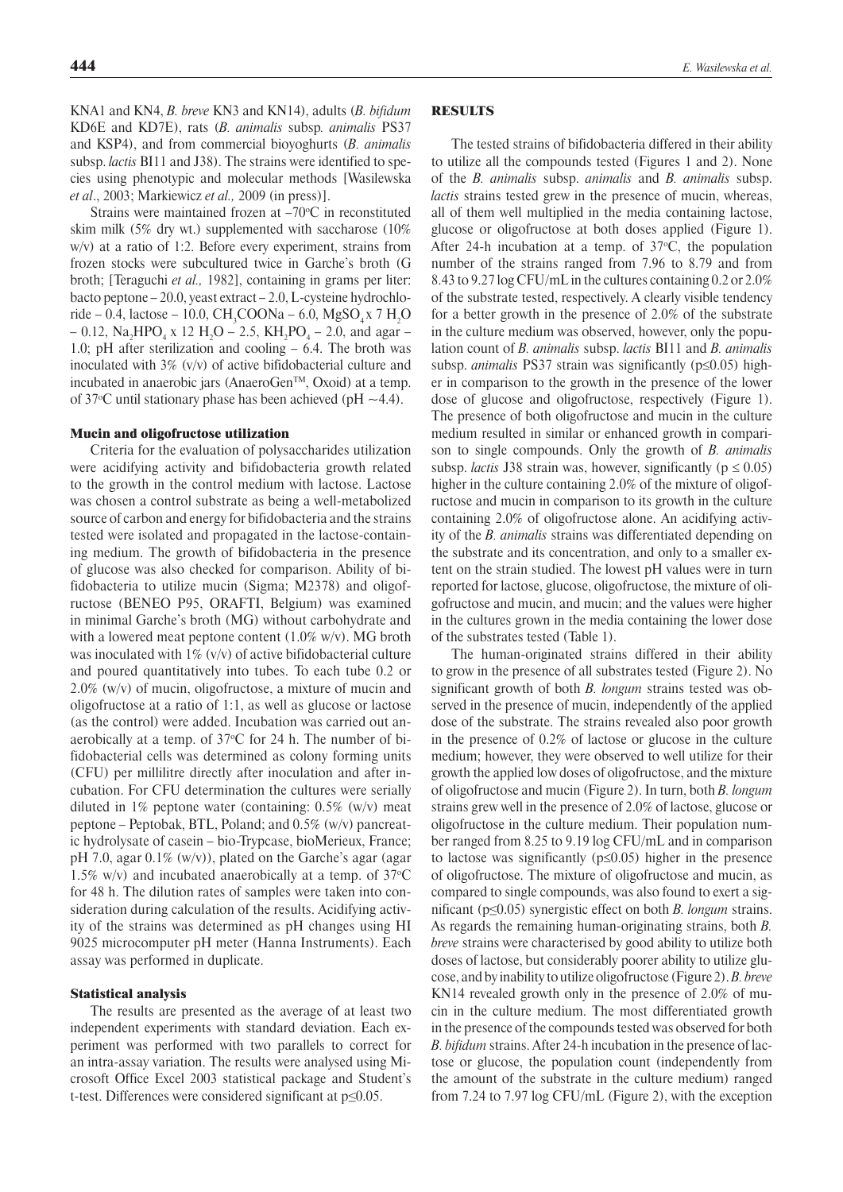KNA1 and KN4, *B. breve* KN3 and KN14), adults (*B. bifidum* KD6E and KD7E), rats (*B. animalis* subsp. *animalis* PS37 and KSP4), and from commercial bioyoghurts (*B. animalis* subsp. *lactis* BI11 and J38). The strains were identified to species using phenotypic and molecular methods [Wasilewska *et al*., 2003; Markiewicz *et al.,* 2009 (in press)].

Strains were maintained frozen at –70°C in reconstituted skim milk (5% dry wt.) supplemented with saccharose (10% w/v) at a ratio of 1:2. Before every experiment, strains from frozen stocks were subcultured twice in Garche's broth (G broth; [Teraguchi *et al.,* 1982], containing in grams per liter: bacto peptone – 20.0, yeast extract – 2.0, L-cysteine hydrochloride – 0.4, lactose – 10.0, $CH_3COONa$ – 6.0, $MgSO_4 \times 7\ H_2O$ – 0.12, $Na_2HPO_4 \times 12\ H_2O$ – 2.5, $KH_2PO_4$ – 2.0, and agar – 1.0; pH after sterilization and cooling – 6.4. The broth was inoculated with 3% (v/v) of active bifidobacterial culture and incubated in anaerobic jars (AnaeroGen™, Oxoid) at a temp. of 37°C until stationary phase has been achieved (pH ~4.4).

### Mucin and oligofructose utilization

Criteria for the evaluation of polysaccharides utilization were acidifying activity and bifidobacteria growth related to the growth in the control medium with lactose. Lactose was chosen a control substrate as being a well-metabolized source of carbon and energy for bifidobacteria and the strains tested were isolated and propagated in the lactose-containing medium. The growth of bifidobacteria in the presence of glucose was also checked for comparison. Ability of bifidobacteria to utilize mucin (Sigma; M2378) and oligofructose (BENEO P95, ORAFTI, Belgium) was examined in minimal Garche's broth (MG) without carbohydrate and with a lowered meat peptone content (1.0% w/v). MG broth was inoculated with 1% (v/v) of active bifidobacterial culture and poured quantitatively into tubes. To each tube 0.2 or 2.0% (w/v) of mucin, oligofructose, a mixture of mucin and oligofructose at a ratio of 1:1, as well as glucose or lactose (as the control) were added. Incubation was carried out anaerobically at a temp. of 37°C for 24 h. The number of bifidobacterial cells was determined as colony forming units (CFU) per millilitre directly after inoculation and after incubation. For CFU determination the cultures were serially diluted in 1% peptone water (containing: 0.5% (w/v) meat peptone – Peptobak, BTL, Poland; and 0.5% (w/v) pancreatic hydrolysate of casein – bio-Trypcase, bioMerieux, France; pH 7.0, agar 0.1% (w/v)), plated on the Garche's agar (agar 1.5% w/v) and incubated anaerobically at a temp. of 37°C for 48 h. The dilution rates of samples were taken into consideration during calculation of the results. Acidifying activity of the strains was determined as pH changes using HI 9025 microcomputer pH meter (Hanna Instruments). Each assay was performed in duplicate.

### Statistical analysis

The results are presented as the average of at least two independent experiments with standard deviation. Each experiment was performed with two parallels to correct for an intra-assay variation. The results were analysed using Microsoft Office Excel 2003 statistical package and Student's t-test. Differences were considered significant at $p \leq 0.05$.

## RESULTS

The tested strains of bifidobacteria differed in their ability to utilize all the compounds tested (Figures 1 and 2). None of the *B. animalis* subsp. *animalis* and *B. animalis* subsp. *lactis* strains tested grew in the presence of mucin, whereas, all of them well multiplied in the media containing lactose, glucose or oligofructose at both doses applied (Figure 1). After 24-h incubation at a temp. of 37°C, the population number of the strains ranged from 7.96 to 8.79 and from 8.43 to 9.27 log CFU/mL in the cultures containing 0.2 or 2.0% of the substrate tested, respectively. A clearly visible tendency for a better growth in the presence of 2.0% of the substrate in the culture medium was observed, however, only the population count of *B. animalis* subsp. *lactis* BI11 and *B. animalis* subsp. *animalis* PS37 strain was significantly ($p \leq 0.05$) higher in comparison to the growth in the presence of the lower dose of glucose and oligofructose, respectively (Figure 1). The presence of both oligofructose and mucin in the culture medium resulted in similar or enhanced growth in comparison to single compounds. Only the growth of *B. animalis* subsp. *lactis* J38 strain was, however, significantly ($p \leq 0.05$) higher in the culture containing 2.0% of the mixture of oligofructose and mucin in comparison to its growth in the culture containing 2.0% of oligofructose alone. An acidifying activity of the *B. animalis* strains was differentiated depending on the substrate and its concentration, and only to a smaller extent on the strain studied. The lowest pH values were in turn reported for lactose, glucose, oligofructose, the mixture of oligofructose and mucin, and mucin; and the values were higher in the cultures grown in the media containing the lower dose of the substrates tested (Table 1).

The human-originated strains differed in their ability to grow in the presence of all substrates tested (Figure 2). No significant growth of both *B. longum* strains tested was observed in the presence of mucin, independently of the applied dose of the substrate. The strains revealed also poor growth in the presence of 0.2% of lactose or glucose in the culture medium; however, they were observed to well utilize for their growth the applied low doses of oligofructose, and the mixture of oligofructose and mucin (Figure 2). In turn, both *B. longum* strains grew well in the presence of 2.0% of lactose, glucose or oligofructose in the culture medium. Their population number ranged from 8.25 to 9.19 log CFU/mL and in comparison to lactose was significantly ($p \leq 0.05$) higher in the presence of oligofructose. The mixture of oligofructose and mucin, as compared to single compounds, was also found to exert a significant ($p \leq 0.05$) synergistic effect on both *B. longum* strains. As regards the remaining human-originating strains, both *B. breve* strains were characterised by good ability to utilize both doses of lactose, but considerably poorer ability to utilize glucose, and by inability to utilize oligofructose (Figure 2). *B. breve* KN14 revealed growth only in the presence of 2.0% of mucin in the culture medium. The most differentiated growth in the presence of the compounds tested was observed for both *B. bifidum* strains. After 24-h incubation in the presence of lactose or glucose, the population count (independently from the amount of the substrate in the culture medium) ranged from 7.24 to 7.97 log CFU/mL (Figure 2), with the exception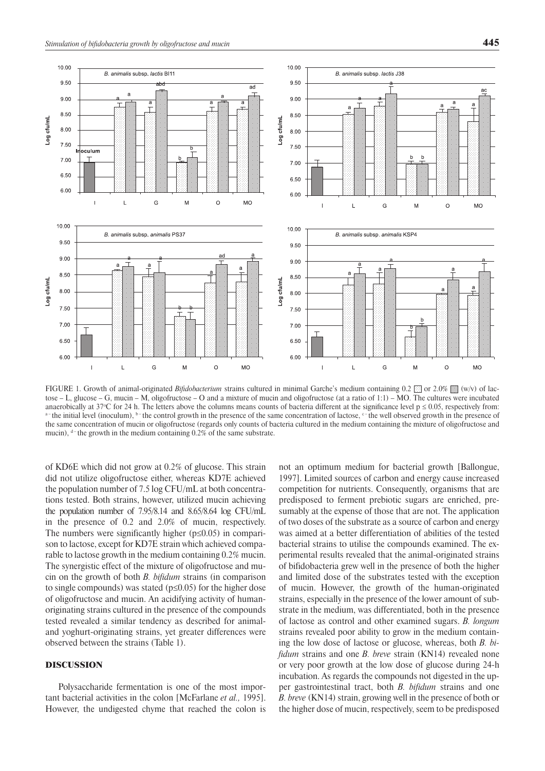10.00
*B. animalis* subsp. *lactis* Bl11
9.50
9.00
8.50
8.00
7.50
7.00
6.50
6.00
Log cfu/mL
Inoculum
a a a abd b b a a a ad
I L G M O MO

10.00
*B. animalis* subsp. *lactis* J38
9.50
9.00
8.50
8.00
7.50
7.00
6.50
6.00
Log cfu/mL
a a a a b b a a a ac
I L G M O MO

10.00
*B. animalis* subsp. *animalis* PS37
9.50
9.00
8.50
8.00
7.50
7.00
6.50
6.00
Log cfu/mL
a a a a b b a ad a a
I L G M O MO

10.00
*B. animalis* subsp. *animalis* KSP4
9.50
9.00
8.50
8.00
7.50
7.00
6.50
6.00
Log cfu/mL
a a a a b b a a a a
I L G M O MO

FIGURE 1. Growth of animal-originated *Bifidobacterium* strains cultured in minimal Garche's medium containing 0.2 or 2.0% (w/v) of lactose – L, glucose – G, mucin – M, oligofructose – O and a mixture of mucin and oligofructose (at a ratio of 1:1) – MO. The cultures were incubated anaerobically at 37°C for 24 h. The letters above the columns means counts of bacteria different at the significance level $p \leq 0.05$, respectively from: [a] – the initial level (inoculum), [b] – the control growth in the presence of the same concentration of lactose, [c] – the well observed growth in the presence of the same concentration of mucin or oligofructose (regards only counts of bacteria cultured in the medium containing the mixture of oligofructose and mucin), [d] – the growth in the medium containing 0.2% of the same substrate.

of KD6E which did not grow at 0.2% of glucose. This strain did not utilize oligofructose either, whereas KD7E achieved the population number of 7.5 log CFU/mL at both concentrations tested. Both strains, however, utilized mucin achieving the population number of 7.95/8.14 and 8.65/8.64 log CFU/mL in the presence of 0.2 and 2.0% of mucin, respectively. The numbers were significantly higher ($p \leq 0.05$) in comparison to lactose, except for KD7E strain which achieved comparable to lactose growth in the medium containing 0.2% mucin. The synergistic effect of the mixture of oligofructose and mucin on the growth of both *B. bifidum* strains (in comparison to single compounds) was stated ($p \leq 0.05$) for the higher dose of oligofructose and mucin. An acidifying activity of human-originating strains cultured in the presence of the compounds tested revealed a similar tendency as described for animal- and yoghurt-originating strains, yet greater differences were observed between the strains (Table 1).

## DISCUSSION

Polysaccharide fermentation is one of the most important bacterial activities in the colon [McFarlane *et al.,* 1995]. However, the undigested chyme that reached the colon is not an optimum medium for bacterial growth [Ballongue, 1997]. Limited sources of carbon and energy cause increased competition for nutrients. Consequently, organisms that are predisposed to ferment prebiotic sugars are enriched, presumably at the expense of those that are not. The application of two doses of the substrate as a source of carbon and energy was aimed at a better differentiation of abilities of the tested bacterial strains to utilise the compounds examined. The experimental results revealed that the animal-originated strains of bifidobacteria grew well in the presence of both the higher and limited dose of the substrates tested with the exception of mucin. However, the growth of the human-originated strains, especially in the presence of the lower amount of substrate in the medium, was differentiated, both in the presence of lactose as control and other examined sugars. *B. longum* strains revealed poor ability to grow in the medium containing the low dose of lactose or glucose, whereas, both *B. bifidum* strains and one *B. breve* strain (KN14) revealed none or very poor growth at the low dose of glucose during 24-h incubation. As regards the compounds not digested in the upper gastrointestinal tract, both *B. bifidum* strains and one *B. breve* (KN14) strain, growing well in the presence of both or the higher dose of mucin, respectively, seem to be predisposed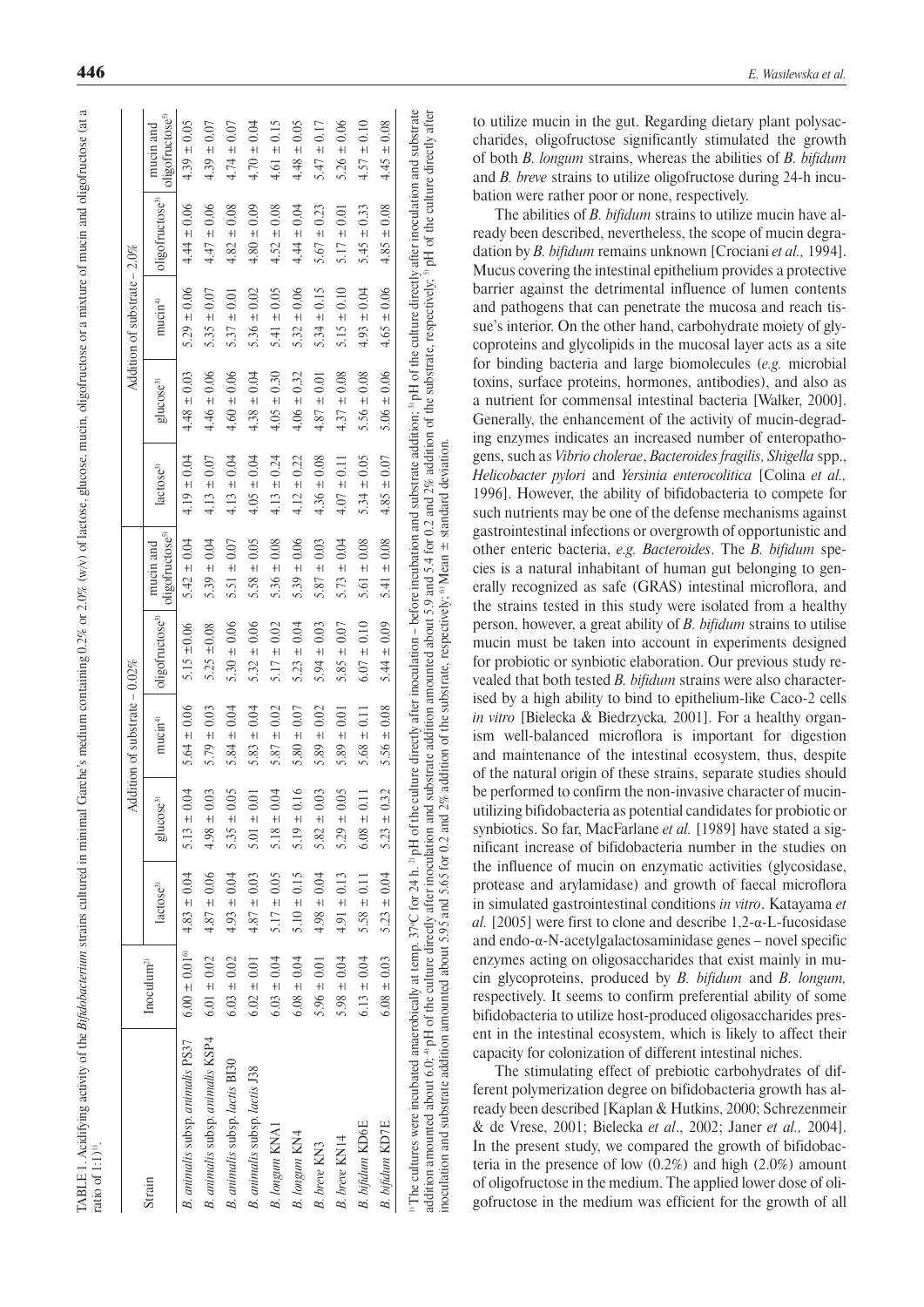TABLE 1. Acidifying activity of the *Bifidobacterium* strains cultured in minimal Garche's medium containing 0.2% or 2.0% (w/v) of lactose, glucose, mucin, oligofructose or a mixture of mucin and oligofructose (at a ratio of 1:1)[1].

| Strain | Inoculum[2] | Addition of substrate – 0.02% | | | | | Addition of substrate – 2.0% | | | | |
|---|---|---|---|---|---|---|---|---|---|---|---|
| | | lactose[3] | glucose[3] | mucin[4] | oligofructose[3] | mucin and oligofructose[5] | lactose[3] | glucose[3] | mucin[4] | oligofructose[3] | mucin and oligofructose[5] |
| *B. animalis* subsp. *animalis* PS37 | 6.00 ± 0.01[6] | 4.83 ± 0.04 | 5.13 ± 0.04 | 5.64 ± 0.06 | 5.15 ±0.06 | 5.42 ± 0.04 | 4.19 ± 0.04 | 4.48 ± 0.03 | 5.29 ± 0.06 | 4.44 ± 0.06 | 4.39 ± 0.05 |
| *B. animalis* subsp. *animalis* KSP4 | 6.01 ± 0.02 | 4.87 ± 0.06 | 4.98 ± 0.03 | 5.79 ± 0.03 | 5.25 ±0.08 | 5.39 ± 0.04 | 4.13 ± 0.07 | 4.46 ± 0.06 | 5.35 ± 0.07 | 4.47 ± 0.06 | 4.39 ± 0.07 |
| *B. animalis* subsp. *lactis* BI30 | 6.03 ± 0.02 | 4.93 ± 0.04 | 5.35 ± 0.05 | 5.84 ± 0.04 | 5.30 ± 0.06 | 5.51 ± 0.07 | 4.13 ± 0.04 | 4.60 ± 0.06 | 5.37 ± 0.01 | 4.82 ± 0.08 | 4.74 ± 0.07 |
| *B. animalis* subsp. *lactis* J38 | 6.02 ± 0.01 | 4.87 ± 0.03 | 5.01 ± 0.01 | 5.83 ± 0.04 | 5.32 ± 0.06 | 5.58 ± 0.05 | 4.05 ± 0.04 | 4.38 ± 0.04 | 5.36 ± 0.02 | 4.80 ± 0.09 | 4.70 ± 0.04 |
| *B. longum* KNA1 | 6.03 ± 0.04 | 5.17 ± 0.05 | 5.18 ± 0.04 | 5.87 ± 0.02 | 5.17 ± 0.02 | 5.36 ± 0.08 | 4.13 ± 0.24 | 4.05 ± 0.30 | 5.41 ± 0.05 | 4.52 ± 0.08 | 4.61 ± 0.15 |
| *B. longum* KN4 | 6.08 ± 0.04 | 5.10 ± 0.15 | 5.19 ± 0.16 | 5.80 ± 0.07 | 5.23 ± 0.04 | 5.39 ± 0.06 | 4.12 ± 0.22 | 4.06 ± 0.32 | 5.32 ± 0.06 | 4.44 ± 0.04 | 4.48 ± 0.05 |
| *B. breve* KN3 | 5.96 ± 0.01 | 4.98 ± 0.04 | 5.82 ± 0.03 | 5.89 ± 0.02 | 5.94 ± 0.03 | 5.87 ± 0.03 | 4.36 ± 0.08 | 4.87 ± 0.01 | 5.34 ± 0.15 | 5.67 ± 0.23 | 5.47 ± 0.17 |
| *B. breve* KN14 | 5.98 ± 0.04 | 4.91 ± 0.13 | 5.29 ± 0.05 | 5.89 ± 0.01 | 5.85 ± 0.07 | 5.73 ± 0.04 | 4.07 ± 0.11 | 4.37 ± 0.08 | 5.15 ± 0.10 | 5.17 ± 0.01 | 5.26 ± 0.06 |
| *B. bifidum* KD6E | 6.13 ± 0.04 | 5.58 ± 0.11 | 6.08 ± 0.11 | 5.68 ± 0.11 | 6.07 ± 0.10 | 5.61 ± 0.08 | 5.34 ± 0.05 | 5.56 ± 0.08 | 4.93 ± 0.04 | 5.45 ± 0.33 | 4.57 ± 0.10 |
| *B. bifidum* KD7E | 6.08 ± 0.03 | 5.23 ± 0.04 | 5.23 ± 0.32 | 5.56 ± 0.08 | 5.44 ± 0.09 | 5.41 ± 0.08 | 4.85 ± 0.07 | 5.06 ± 0.06 | 4.63 ± 0.06 | 4.85 ± 0.08 | 4.45 ± 0.08 |

[1] The cultures were incubated anaerobically at temp. 37°C for 24 h. [2] pH of the culture directly after inoculation – before incubation and substrate addition; [3] pH of the culture directly after inoculation and substrate addition amounted about 6.0; [4] pH of the culture directly after inoculation and substrate addition amounted about 5.9 and 5.4 for 0.2 and 2% addition of the substrate, respectively; [5] pH of the culture directly after inoculation and substrate addition amounted about 5.95 and 5.65 for 0.2 and 2% addition of the substrate, respectively; [6] Mean ± standard deviation.

to utilize mucin in the gut. Regarding dietary plant polysaccharides, oligofructose significantly stimulated the growth of both *B. longum* strains, whereas the abilities of *B. bifidum* and *B. breve* strains to utilize oligofructose during 24-h incubation were rather poor or none, respectively.

The abilities of *B. bifidum* strains to utilize mucin have already been described, nevertheless, the scope of mucin degradation by *B. bifidum* remains unknown [Crociani *et al.,* 1994]. Mucus covering the intestinal epithelium provides a protective barrier against the detrimental influence of lumen contents and pathogens that can penetrate the mucosa and reach tissue's interior. On the other hand, carbohydrate moiety of glycoproteins and glycolipids in the mucosal layer acts as a site for binding bacteria and large biomolecules (*e.g.* microbial toxins, surface proteins, hormones, antibodies), and also as a nutrient for commensal intestinal bacteria [Walker, 2000]. Generally, the enhancement of the activity of mucin-degrading enzymes indicates an increased number of enteropathogens, such as *Vibrio cholerae*, *Bacteroides fragilis, Shigella* spp., *Helicobacter pylori* and *Yersinia enterocolitica* [Colina *et al.,* 1996]. However, the ability of bifidobacteria to compete for such nutrients may be one of the defense mechanisms against gastrointestinal infections or overgrowth of opportunistic and other enteric bacteria, *e.g. Bacteroides*. The *B. bifidum* species is a natural inhabitant of human gut belonging to generally recognized as safe (GRAS) intestinal microflora, and the strains tested in this study were isolated from a healthy person, however, a great ability of *B. bifidum* strains to utilise mucin must be taken into account in experiments designed for probiotic or synbiotic elaboration. Our previous study revealed that both tested *B. bifidum* strains were also characterised by a high ability to bind to epithelium-like Caco-2 cells *in vitro* [Bielecka & Biedrzycka*,* 2001]. For a healthy organism well-balanced microflora is important for digestion and maintenance of the intestinal ecosystem, thus, despite of the natural origin of these strains, separate studies should be performed to confirm the non-invasive character of mucin-utilizing bifidobacteria as potential candidates for probiotic or synbiotics. So far, MacFarlane *et al.* [1989] have stated a significant increase of bifidobacteria number in the studies on the influence of mucin on enzymatic activities (glycosidase, protease and arylamidase) and growth of faecal microflora in simulated gastrointestinal conditions *in vitro*. Katayama *et al.* [2005] were first to clone and describe 1,2-α-L-fucosidase and endo-α-N-acetylgalactosaminidase genes – novel specific enzymes acting on oligosaccharides that exist mainly in mucin glycoproteins, produced by *B. bifidum* and *B. longum,* respectively. It seems to confirm preferential ability of some bifidobacteria to utilize host-produced oligosaccharides present in the intestinal ecosystem, which is likely to affect their capacity for colonization of different intestinal niches.

The stimulating effect of prebiotic carbohydrates of different polymerization degree on bifidobacteria growth has already been described [Kaplan & Hutkins, 2000; Schrezenmeir & de Vrese, 2001; Bielecka *et al*., 2002; Janer *et al.,* 2004]. In the present study, we compared the growth of bifidobacteria in the presence of low (0.2%) and high (2.0%) amount of oligofructose in the medium. The applied lower dose of oligofructose in the medium was efficient for the growth of all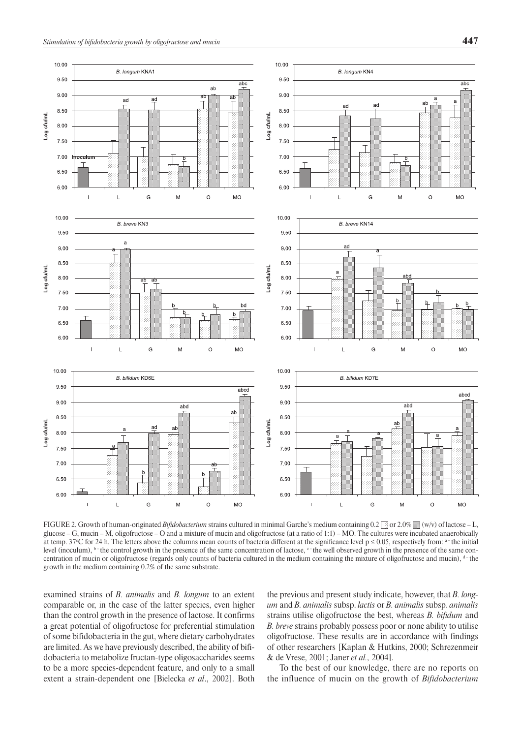B. longum KNA1

Log cfu/mL

10.00
9.50
9.00
8.50
8.00
7.50
7.00
6.50
6.00

Inoculum

I L G M O MO

ad ad b ab ab ab ab abc

B. longum KN4

ad ad b ab a a abc

B. breve KN3

a a ab ab b b b b b bd

B. breve KN14

a ad a b abd b b b b

B. bifidum KD6E

a a b ad ab abd b ab ab abcd

B. bifidum KD7E

a a a ab abd a a abcd

FIGURE 2. Growth of human-originated *Bifidobacterium* strains cultured in minimal Garche's medium containing 0.2 or 2.0% (w/v) of lactose – L, glucose – G, mucin – M, oligofructose – O and a mixture of mucin and oligofructose (at a ratio of 1:1) – MO. The cultures were incubated anaerobically at temp. 37°C for 24 h. The letters above the columns mean counts of bacteria different at the significance level $p \leq 0.05$, respectively from: [a] – the initial level (inoculum), [b] – the control growth in the presence of the same concentration of lactose, [c] – the well observed growth in the presence of the same concentration of mucin or oligofructose (regards only counts of bacteria cultured in the medium containing the mixture of oligofructose and mucin), [d] – the growth in the medium containing 0.2% of the same substrate.

examined strains of *B. animalis* and *B. longum* to an extent comparable or, in the case of the latter species, even higher than the control growth in the presence of lactose. It confirms a great potential of oligofructose for preferential stimulation of some bifidobacteria in the gut, where dietary carbohydrates are limited. As we have previously described, the ability of bifidobacteria to metabolize fructan-type oligosaccharides seems to be a more species-dependent feature, and only to a small extent a strain-dependent one [Bielecka *et al*., 2002]. Both the previous and present study indicate, however, that *B. longum* and *B. animalis* subsp. *lactis* or *B. animalis* subsp. *animalis* strains utilise oligofructose the best, whereas *B. bifidum* and *B. breve* strains probably possess poor or none ability to utilise oligofructose. These results are in accordance with findings of other researchers [Kaplan & Hutkins, 2000; Schrezenmeir & de Vrese, 2001; Janer *et al.,* 2004].

To the best of our knowledge, there are no reports on the influence of mucin on the growth of *Bifidobacterium*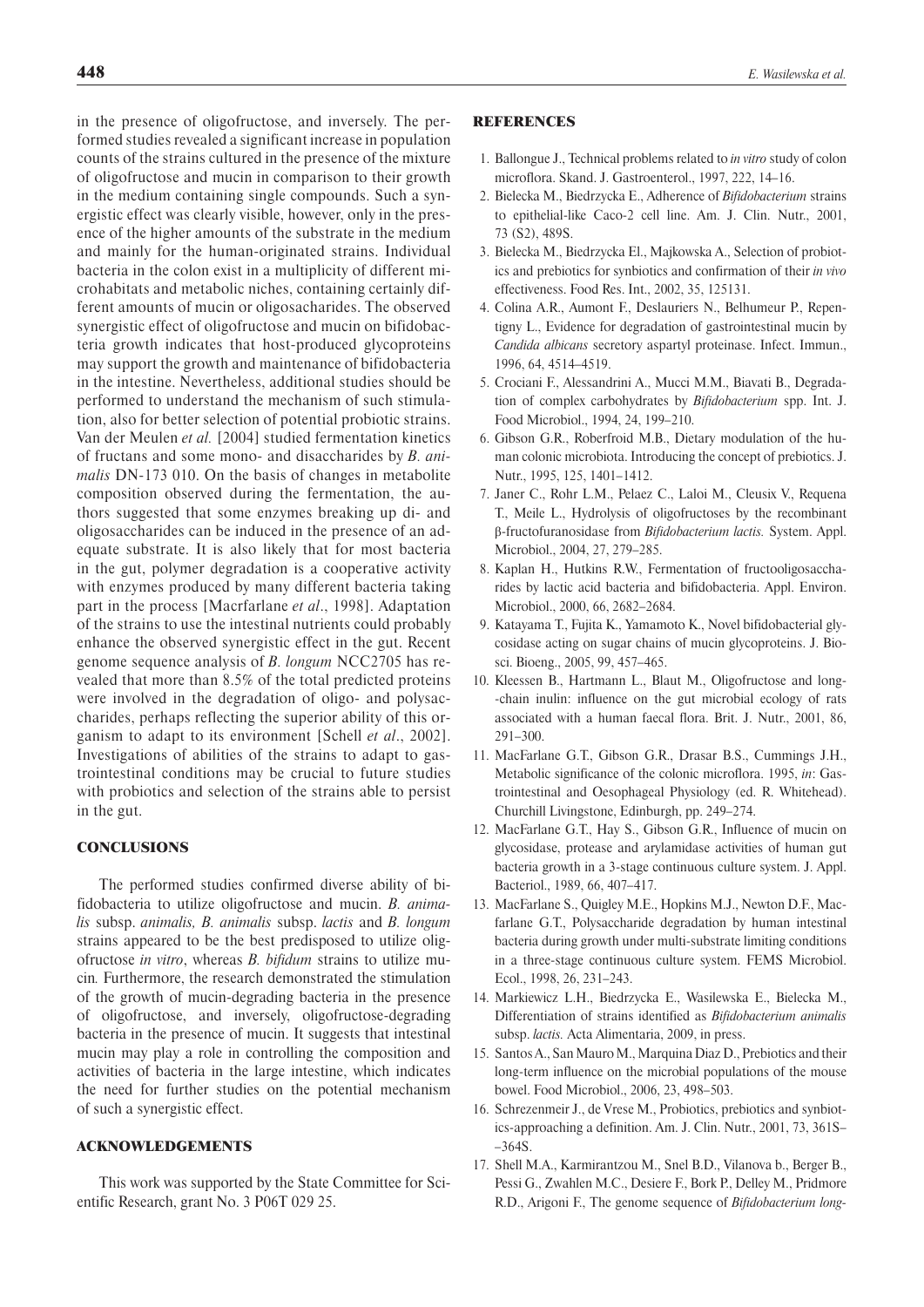in the presence of oligofructose, and inversely. The performed studies revealed a significant increase in population counts of the strains cultured in the presence of the mixture of oligofructose and mucin in comparison to their growth in the medium containing single compounds. Such a synergistic effect was clearly visible, however, only in the presence of the higher amounts of the substrate in the medium and mainly for the human-originated strains. Individual bacteria in the colon exist in a multiplicity of different microhabitats and metabolic niches, containing certainly different amounts of mucin or oligosacharides. The observed synergistic effect of oligofructose and mucin on bifidobacteria growth indicates that host-produced glycoproteins may support the growth and maintenance of bifidobacteria in the intestine. Nevertheless, additional studies should be performed to understand the mechanism of such stimulation, also for better selection of potential probiotic strains. Van der Meulen *et al.* [2004] studied fermentation kinetics of fructans and some mono- and disaccharides by *B. animalis* DN-173 010. On the basis of changes in metabolite composition observed during the fermentation, the authors suggested that some enzymes breaking up di- and oligosaccharides can be induced in the presence of an adequate substrate. It is also likely that for most bacteria in the gut, polymer degradation is a cooperative activity with enzymes produced by many different bacteria taking part in the process [Macrfarlane *et al*., 1998]. Adaptation of the strains to use the intestinal nutrients could probably enhance the observed synergistic effect in the gut. Recent genome sequence analysis of *B. longum* NCC2705 has revealed that more than 8.5% of the total predicted proteins were involved in the degradation of oligo- and polysaccharides, perhaps reflecting the superior ability of this organism to adapt to its environment [Schell *et al*., 2002]. Investigations of abilities of the strains to adapt to gastrointestinal conditions may be crucial to future studies with probiotics and selection of the strains able to persist in the gut.

## CONCLUSIONS

The performed studies confirmed diverse ability of bifidobacteria to utilize oligofructose and mucin. *B. animalis* subsp. *animalis, B. animalis* subsp. *lactis* and *B. longum* strains appeared to be the best predisposed to utilize oligofructose *in vitro*, whereas *B. bifidum* strains to utilize mucin*.* Furthermore, the research demonstrated the stimulation of the growth of mucin-degrading bacteria in the presence of oligofructose, and inversely, oligofructose-degrading bacteria in the presence of mucin. It suggests that intestinal mucin may play a role in controlling the composition and activities of bacteria in the large intestine, which indicates the need for further studies on the potential mechanism of such a synergistic effect.

## ACKNOWLEDGEMENTS

This work was supported by the State Committee for Scientific Research, grant No. 3 P06T 029 25.

## REFERENCES

1. Ballongue J., Technical problems related to *in vitro* study of colon microflora. Skand. J. Gastroenterol., 1997, 222, 14–16.
2. Bielecka M., Biedrzycka E., Adherence of *Bifidobacterium* strains to epithelial-like Caco-2 cell line. Am. J. Clin. Nutr., 2001, 73 (S2), 489S.
3. Bielecka M., Biedrzycka El., Majkowska A., Selection of probiotics and prebiotics for synbiotics and confirmation of their *in vivo* effectiveness. Food Res. Int., 2002, 35, 125131.
4. Colina A.R., Aumont F., Deslauriers N., Belhumeur P., Repentigny L., Evidence for degradation of gastrointestinal mucin by *Candida albicans* secretory aspartyl proteinase. Infect. Immun., 1996, 64, 4514–4519.
5. Crociani F., Alessandrini A., Mucci M.M., Biavati B., Degradation of complex carbohydrates by *Bifidobacterium* spp. Int. J. Food Microbiol., 1994, 24, 199–210.
6. Gibson G.R., Roberfroid M.B., Dietary modulation of the human colonic microbiota. Introducing the concept of prebiotics. J. Nutr., 1995, 125, 1401–1412.
7. Janer C., Rohr L.M., Pelaez C., Laloi M., Cleusix V., Requena T., Meile L., Hydrolysis of oligofructoses by the recombinant β-fructofuranosidase from *Bifidobacterium lactis.* System. Appl. Microbiol., 2004, 27, 279–285.
8. Kaplan H., Hutkins R.W., Fermentation of fructooligosaccharides by lactic acid bacteria and bifidobacteria. Appl. Environ. Microbiol., 2000, 66, 2682–2684.
9. Katayama T., Fujita K., Yamamoto K., Novel bifidobacterial glycosidase acting on sugar chains of mucin glycoproteins. J. Biosci. Bioeng., 2005, 99, 457–465.
10. Kleessen B., Hartmann L., Blaut M., Oligofructose and long--chain inulin: influence on the gut microbial ecology of rats associated with a human faecal flora. Brit. J. Nutr., 2001, 86, 291–300.
11. MacFarlane G.T., Gibson G.R., Drasar B.S., Cummings J.H., Metabolic significance of the colonic microflora. 1995, *in*: Gastrointestinal and Oesophageal Physiology (ed. R. Whitehead). Churchill Livingstone, Edinburgh, pp. 249–274.
12. MacFarlane G.T., Hay S., Gibson G.R., Influence of mucin on glycosidase, protease and arylamidase activities of human gut bacteria growth in a 3-stage continuous culture system. J. Appl. Bacteriol., 1989, 66, 407–417.
13. MacFarlane S., Quigley M.E., Hopkins M.J., Newton D.F., Macfarlane G.T., Polysaccharide degradation by human intestinal bacteria during growth under multi-substrate limiting conditions in a three-stage continuous culture system. FEMS Microbiol. Ecol., 1998, 26, 231–243.
14. Markiewicz L.H., Biedrzycka E., Wasilewska E., Bielecka M., Differentiation of strains identified as *Bifidobacterium animalis* subsp. *lactis.* Acta Alimentaria, 2009, in press.
15. Santos A., San Mauro M., Marquina Diaz D., Prebiotics and their long-term influence on the microbial populations of the mouse bowel. Food Microbiol., 2006, 23, 498–503.
16. Schrezenmeir J., de Vrese M., Probiotics, prebiotics and synbiotics-approaching a definition. Am. J. Clin. Nutr., 2001, 73, 361S––364S.
17. Shell M.A., Karmirantzou M., Snel B.D., Vilanova b., Berger B., Pessi G., Zwahlen M.C., Desiere F., Bork P., Delley M., Pridmore R.D., Arigoni F., The genome sequence of *Bifidobacterium long-*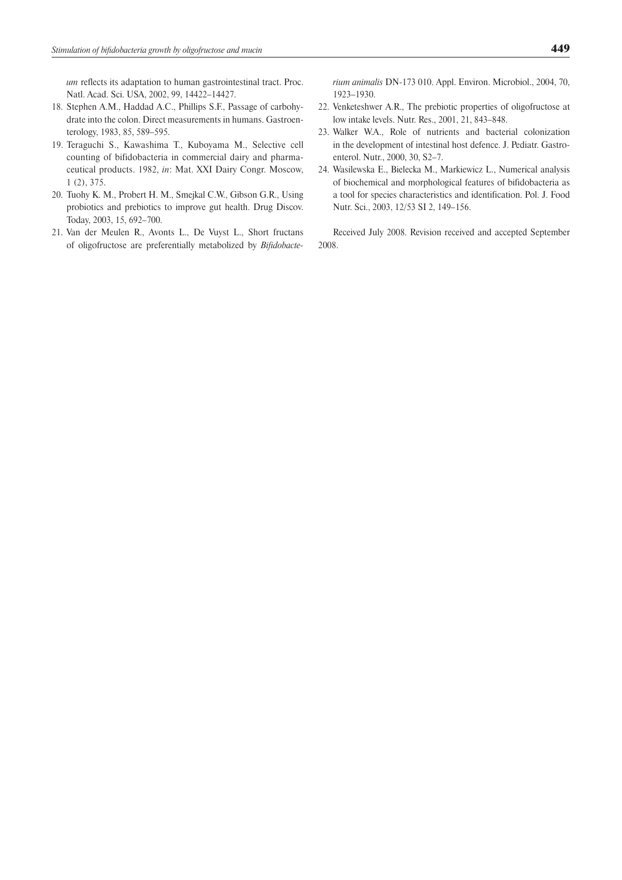*um* reflects its adaptation to human gastrointestinal tract. Proc. Natl. Acad. Sci. USA, 2002, 99, 14422–14427.

18. Stephen A.M., Haddad A.C., Phillips S.F., Passage of carbohydrate into the colon. Direct measurements in humans. Gastroenterology, 1983, 85, 589–595.
19. Teraguchi S., Kawashima T., Kuboyama M., Selective cell counting of bifidobacteria in commercial dairy and pharmaceutical products. 1982, *in*: Mat. XXI Dairy Congr. Moscow, 1 (2), 375.
20. Tuohy K. M., Probert H. M., Smejkal C.W., Gibson G.R., Using probiotics and prebiotics to improve gut health. Drug Discov. Today, 2003, 15, 692–700.
21. Van der Meulen R., Avonts L., De Vuyst L., Short fructans of oligofructose are preferentially metabolized by *Bifidobacterium animalis* DN-173 010. Appl. Environ. Microbiol., 2004, 70, 1923–1930.
22. Venketeshwer A.R., The prebiotic properties of oligofructose at low intake levels. Nutr. Res., 2001, 21, 843–848.
23. Walker W.A., Role of nutrients and bacterial colonization in the development of intestinal host defence. J. Pediatr. Gastroenterol. Nutr., 2000, 30, S2–7.
24. Wasilewska E., Bielecka M., Markiewicz L., Numerical analysis of biochemical and morphological features of bifidobacteria as a tool for species characteristics and identification. Pol. J. Food Nutr. Sci., 2003, 12/53 SI 2, 149–156.

Received July 2008. Revision received and accepted September 2008.